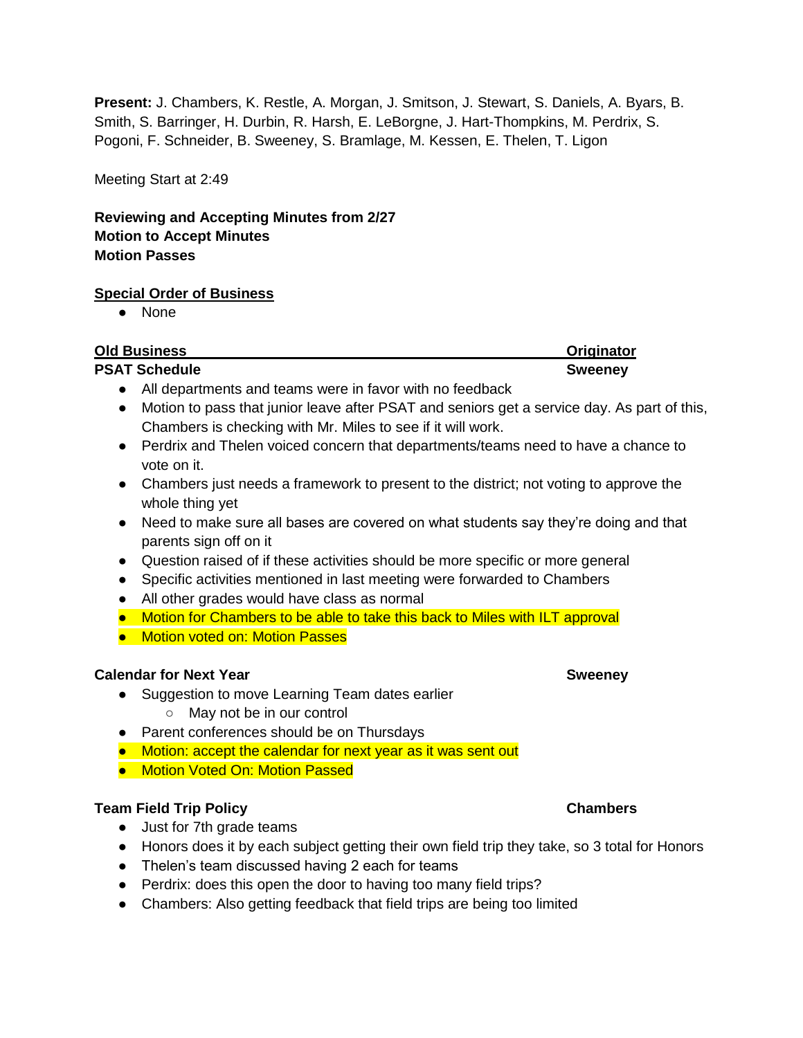**Present:** J. Chambers, K. Restle, A. Morgan, J. Smitson, J. Stewart, S. Daniels, A. Byars, B. Smith, S. Barringer, H. Durbin, R. Harsh, E. LeBorgne, J. Hart-Thompkins, M. Perdrix, S. Pogoni, F. Schneider, B. Sweeney, S. Bramlage, M. Kessen, E. Thelen, T. Ligon

Meeting Start at 2:49

**Reviewing and Accepting Minutes from 2/27**
**Motion to Accept Minutes**
**Motion Passes**

**Special Order of Business**

- None

| Old Business | Originator |
| --- | --- |

**PSAT Schedule** — **Sweeney**

- All departments and teams were in favor with no feedback
- Motion to pass that junior leave after PSAT and seniors get a service day. As part of this, Chambers is checking with Mr. Miles to see if it will work.
- Perdrix and Thelen voiced concern that departments/teams need to have a chance to vote on it.
- Chambers just needs a framework to present to the district; not voting to approve the whole thing yet
- Need to make sure all bases are covered on what students say they're doing and that parents sign off on it
- Question raised of if these activities should be more specific or more general
- Specific activities mentioned in last meeting were forwarded to Chambers
- All other grades would have class as normal
- Motion for Chambers to be able to take this back to Miles with ILT approval
- Motion voted on: Motion Passes

**Calendar for Next Year** — **Sweeney**

- Suggestion to move Learning Team dates earlier
  - May not be in our control
- Parent conferences should be on Thursdays
- Motion: accept the calendar for next year as it was sent out
- Motion Voted On: Motion Passed

**Team Field Trip Policy** — **Chambers**

- Just for 7th grade teams
- Honors does it by each subject getting their own field trip they take, so 3 total for Honors
- Thelen's team discussed having 2 each for teams
- Perdrix: does this open the door to having too many field trips?
- Chambers: Also getting feedback that field trips are being too limited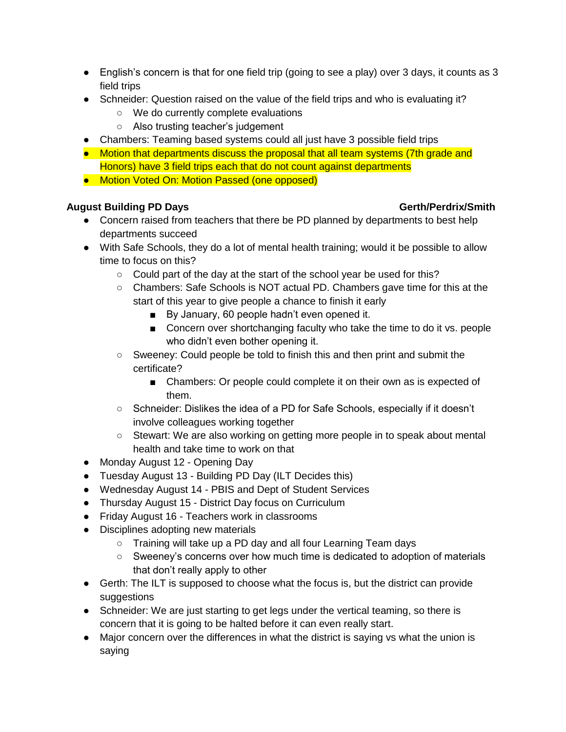- English's concern is that for one field trip (going to see a play) over 3 days, it counts as 3 field trips
- Schneider: Question raised on the value of the field trips and who is evaluating it?
  - We do currently complete evaluations
  - Also trusting teacher's judgement
- Chambers: Teaming based systems could all just have 3 possible field trips
- Motion that departments discuss the proposal that all team systems (7th grade and Honors) have 3 field trips each that do not count against departments
- Motion Voted On: Motion Passed (one opposed)

**August Building PD Days** **Gerth/Perdrix/Smith**

- Concern raised from teachers that there be PD planned by departments to best help departments succeed
- With Safe Schools, they do a lot of mental health training; would it be possible to allow time to focus on this?
  - Could part of the day at the start of the school year be used for this?
  - Chambers: Safe Schools is NOT actual PD. Chambers gave time for this at the start of this year to give people a chance to finish it early
    - By January, 60 people hadn't even opened it.
    - Concern over shortchanging faculty who take the time to do it vs. people who didn't even bother opening it.
  - Sweeney: Could people be told to finish this and then print and submit the certificate?
    - Chambers: Or people could complete it on their own as is expected of them.
  - Schneider: Dislikes the idea of a PD for Safe Schools, especially if it doesn't involve colleagues working together
  - Stewart: We are also working on getting more people in to speak about mental health and take time to work on that
- Monday August 12 - Opening Day
- Tuesday August 13 - Building PD Day (ILT Decides this)
- Wednesday August 14 - PBIS and Dept of Student Services
- Thursday August 15 - District Day focus on Curriculum
- Friday August 16 - Teachers work in classrooms
- Disciplines adopting new materials
  - Training will take up a PD day and all four Learning Team days
  - Sweeney's concerns over how much time is dedicated to adoption of materials that don't really apply to other
- Gerth: The ILT is supposed to choose what the focus is, but the district can provide suggestions
- Schneider: We are just starting to get legs under the vertical teaming, so there is concern that it is going to be halted before it can even really start.
- Major concern over the differences in what the district is saying vs what the union is saying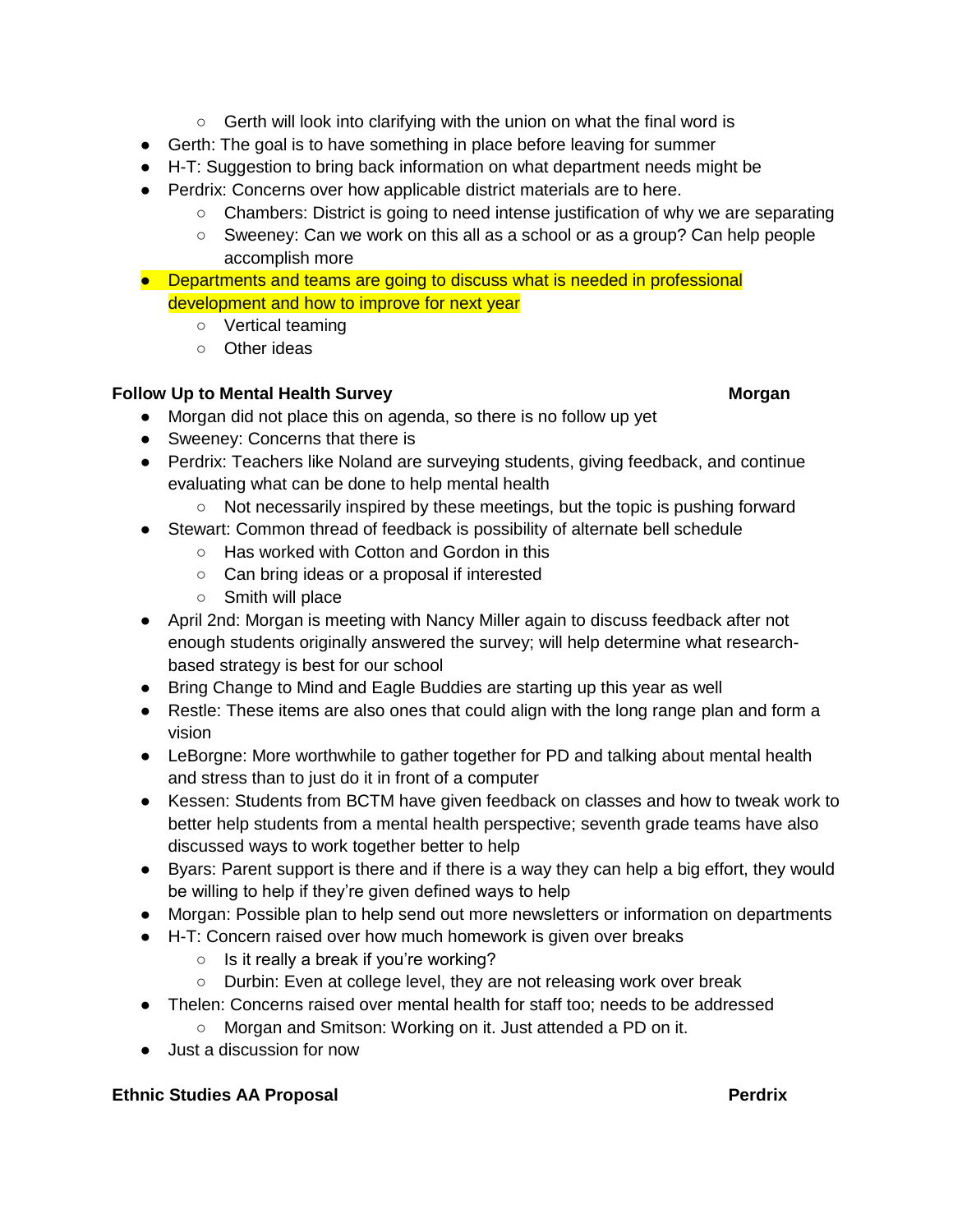- Gerth will look into clarifying with the union on what the final word is
- Gerth: The goal is to have something in place before leaving for summer
- H-T: Suggestion to bring back information on what department needs might be
- Perdrix: Concerns over how applicable district materials are to here.
    - Chambers: District is going to need intense justification of why we are separating
    - Sweeney: Can we work on this all as a school or as a group? Can help people accomplish more
- Departments and teams are going to discuss what is needed in professional development and how to improve for next year
    - Vertical teaming
    - Other ideas

**Follow Up to Mental Health Survey** **Morgan**

- Morgan did not place this on agenda, so there is no follow up yet
- Sweeney: Concerns that there is
- Perdrix: Teachers like Noland are surveying students, giving feedback, and continue evaluating what can be done to help mental health
    - Not necessarily inspired by these meetings, but the topic is pushing forward
- Stewart: Common thread of feedback is possibility of alternate bell schedule
    - Has worked with Cotton and Gordon in this
    - Can bring ideas or a proposal if interested
    - Smith will place
- April 2nd: Morgan is meeting with Nancy Miller again to discuss feedback after not enough students originally answered the survey; will help determine what research-based strategy is best for our school
- Bring Change to Mind and Eagle Buddies are starting up this year as well
- Restle: These items are also ones that could align with the long range plan and form a vision
- LeBorgne: More worthwhile to gather together for PD and talking about mental health and stress than to just do it in front of a computer
- Kessen: Students from BCTM have given feedback on classes and how to tweak work to better help students from a mental health perspective; seventh grade teams have also discussed ways to work together better to help
- Byars: Parent support is there and if there is a way they can help a big effort, they would be willing to help if they're given defined ways to help
- Morgan: Possible plan to help send out more newsletters or information on departments
- H-T: Concern raised over how much homework is given over breaks
    - Is it really a break if you're working?
    - Durbin: Even at college level, they are not releasing work over break
- Thelen: Concerns raised over mental health for staff too; needs to be addressed
    - Morgan and Smitson: Working on it. Just attended a PD on it.
- Just a discussion for now

**Ethnic Studies AA Proposal** **Perdrix**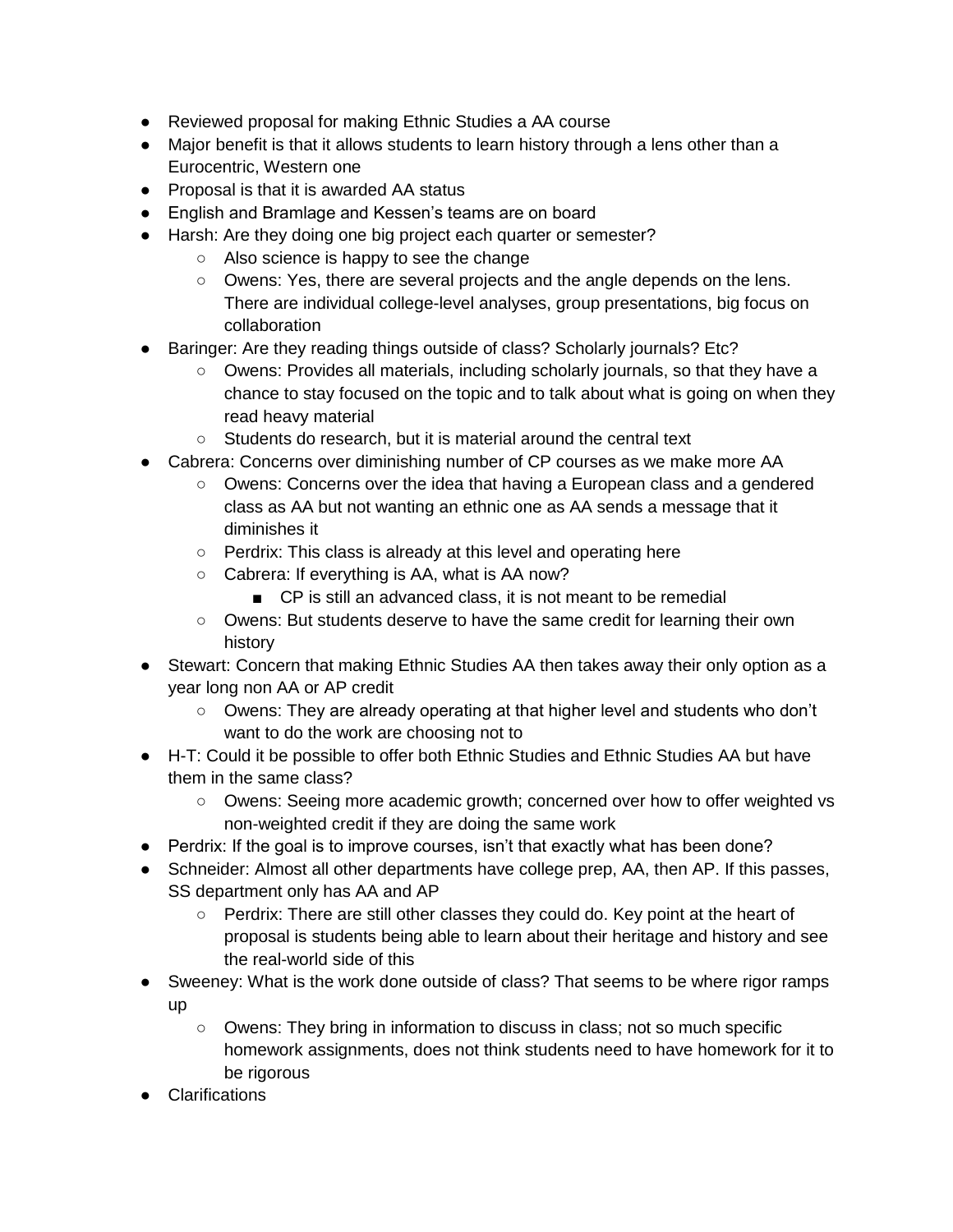- Reviewed proposal for making Ethnic Studies a AA course
- Major benefit is that it allows students to learn history through a lens other than a Eurocentric, Western one
- Proposal is that it is awarded AA status
- English and Bramlage and Kessen's teams are on board
- Harsh: Are they doing one big project each quarter or semester?
    - Also science is happy to see the change
    - Owens: Yes, there are several projects and the angle depends on the lens. There are individual college-level analyses, group presentations, big focus on collaboration
- Baringer: Are they reading things outside of class? Scholarly journals? Etc?
    - Owens: Provides all materials, including scholarly journals, so that they have a chance to stay focused on the topic and to talk about what is going on when they read heavy material
    - Students do research, but it is material around the central text
- Cabrera: Concerns over diminishing number of CP courses as we make more AA
    - Owens: Concerns over the idea that having a European class and a gendered class as AA but not wanting an ethnic one as AA sends a message that it diminishes it
    - Perdrix: This class is already at this level and operating here
    - Cabrera: If everything is AA, what is AA now?
        - CP is still an advanced class, it is not meant to be remedial
    - Owens: But students deserve to have the same credit for learning their own history
- Stewart: Concern that making Ethnic Studies AA then takes away their only option as a year long non AA or AP credit
    - Owens: They are already operating at that higher level and students who don't want to do the work are choosing not to
- H-T: Could it be possible to offer both Ethnic Studies and Ethnic Studies AA but have them in the same class?
    - Owens: Seeing more academic growth; concerned over how to offer weighted vs non-weighted credit if they are doing the same work
- Perdrix: If the goal is to improve courses, isn't that exactly what has been done?
- Schneider: Almost all other departments have college prep, AA, then AP. If this passes, SS department only has AA and AP
    - Perdrix: There are still other classes they could do. Key point at the heart of proposal is students being able to learn about their heritage and history and see the real-world side of this
- Sweeney: What is the work done outside of class? That seems to be where rigor ramps up
    - Owens: They bring in information to discuss in class; not so much specific homework assignments, does not think students need to have homework for it to be rigorous
- Clarifications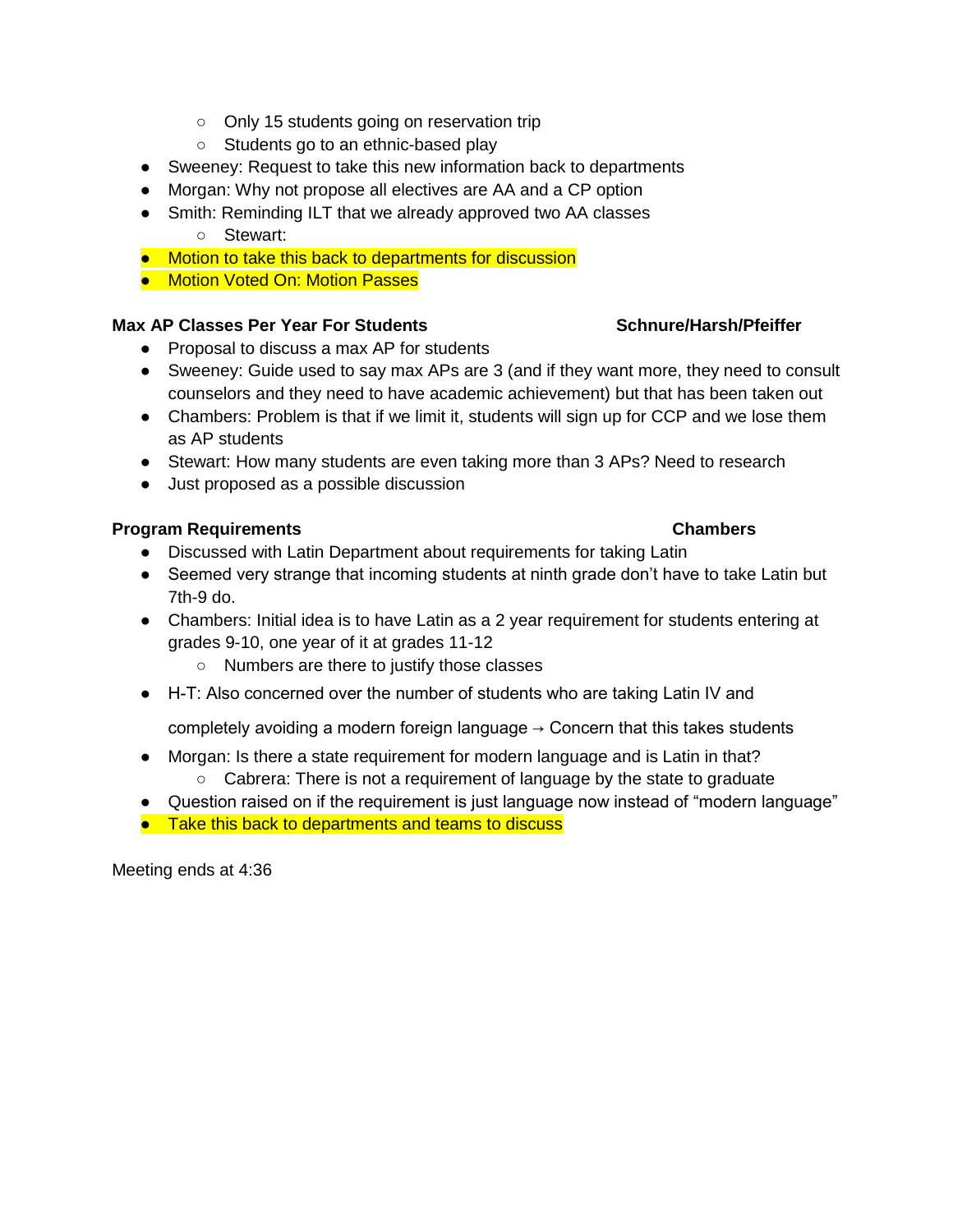- Only 15 students going on reservation trip
  - Students go to an ethnic-based play
- Sweeney: Request to take this new information back to departments
- Morgan: Why not propose all electives are AA and a CP option
- Smith: Reminding ILT that we already approved two AA classes
  - Stewart:
- Motion to take this back to departments for discussion
- Motion Voted On: Motion Passes

**Max AP Classes Per Year For Students** **Schnure/Harsh/Pfeiffer**

- Proposal to discuss a max AP for students
- Sweeney: Guide used to say max APs are 3 (and if they want more, they need to consult counselors and they need to have academic achievement) but that has been taken out
- Chambers: Problem is that if we limit it, students will sign up for CCP and we lose them as AP students
- Stewart: How many students are even taking more than 3 APs? Need to research
- Just proposed as a possible discussion

**Program Requirements** **Chambers**

- Discussed with Latin Department about requirements for taking Latin
- Seemed very strange that incoming students at ninth grade don't have to take Latin but 7th-9 do.
- Chambers: Initial idea is to have Latin as a 2 year requirement for students entering at grades 9-10, one year of it at grades 11-12
  - Numbers are there to justify those classes
- H-T: Also concerned over the number of students who are taking Latin IV and

  completely avoiding a modern foreign language → Concern that this takes students
- Morgan: Is there a state requirement for modern language and is Latin in that?
  - Cabrera: There is not a requirement of language by the state to graduate
- Question raised on if the requirement is just language now instead of "modern language"
- Take this back to departments and teams to discuss

Meeting ends at 4:36